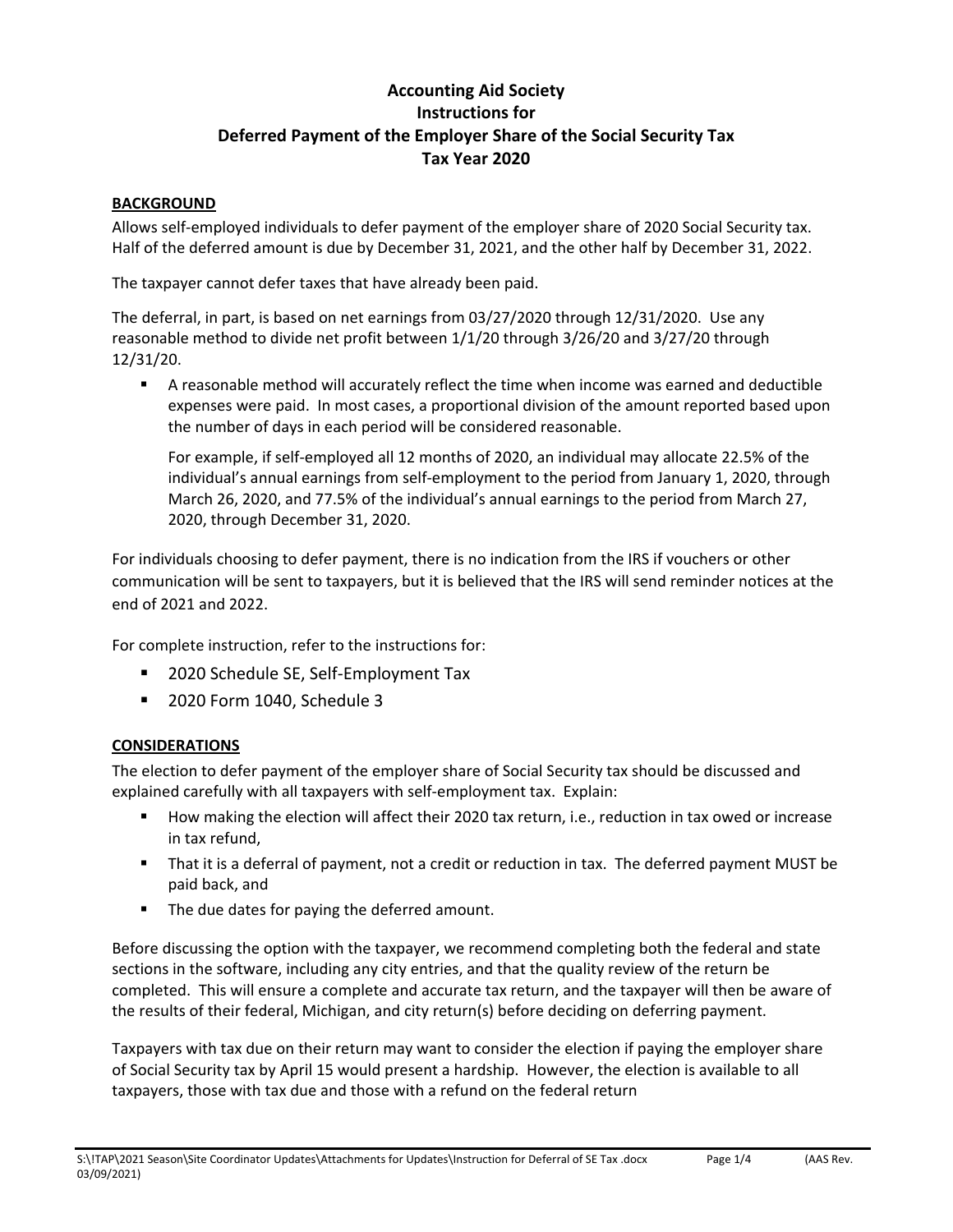# Accounting Aid Society
# Instructions for
# Deferred Payment of the Employer Share of the Social Security Tax
# Tax Year 2020

## BACKGROUND

Allows self-employed individuals to defer payment of the employer share of 2020 Social Security tax. Half of the deferred amount is due by December 31, 2021, and the other half by December 31, 2022.

The taxpayer cannot defer taxes that have already been paid.

The deferral, in part, is based on net earnings from 03/27/2020 through 12/31/2020. Use any reasonable method to divide net profit between 1/1/20 through 3/26/20 and 3/27/20 through 12/31/20.

- A reasonable method will accurately reflect the time when income was earned and deductible expenses were paid. In most cases, a proportional division of the amount reported based upon the number of days in each period will be considered reasonable.

  For example, if self-employed all 12 months of 2020, an individual may allocate 22.5% of the individual's annual earnings from self-employment to the period from January 1, 2020, through March 26, 2020, and 77.5% of the individual's annual earnings to the period from March 27, 2020, through December 31, 2020.

For individuals choosing to defer payment, there is no indication from the IRS if vouchers or other communication will be sent to taxpayers, but it is believed that the IRS will send reminder notices at the end of 2021 and 2022.

For complete instruction, refer to the instructions for:

- 2020 Schedule SE, Self-Employment Tax
- 2020 Form 1040, Schedule 3

## CONSIDERATIONS

The election to defer payment of the employer share of Social Security tax should be discussed and explained carefully with all taxpayers with self-employment tax. Explain:

- How making the election will affect their 2020 tax return, i.e., reduction in tax owed or increase in tax refund,
- That it is a deferral of payment, not a credit or reduction in tax. The deferred payment MUST be paid back, and
- The due dates for paying the deferred amount.

Before discussing the option with the taxpayer, we recommend completing both the federal and state sections in the software, including any city entries, and that the quality review of the return be completed. This will ensure a complete and accurate tax return, and the taxpayer will then be aware of the results of their federal, Michigan, and city return(s) before deciding on deferring payment.

Taxpayers with tax due on their return may want to consider the election if paying the employer share of Social Security tax by April 15 would present a hardship. However, the election is available to all taxpayers, those with tax due and those with a refund on the federal return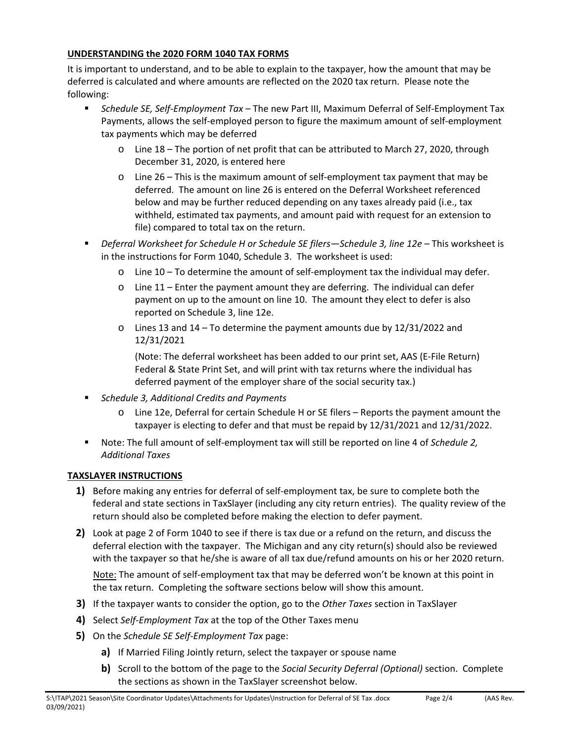## UNDERSTANDING the 2020 FORM 1040 TAX FORMS

It is important to understand, and to be able to explain to the taxpayer, how the amount that may be deferred is calculated and where amounts are reflected on the 2020 tax return. Please note the following:

- *Schedule SE, Self-Employment Tax* – The new Part III, Maximum Deferral of Self-Employment Tax Payments, allows the self-employed person to figure the maximum amount of self-employment tax payments which may be deferred
  - Line 18 – The portion of net profit that can be attributed to March 27, 2020, through December 31, 2020, is entered here
  - Line 26 – This is the maximum amount of self-employment tax payment that may be deferred. The amount on line 26 is entered on the Deferral Worksheet referenced below and may be further reduced depending on any taxes already paid (i.e., tax withheld, estimated tax payments, and amount paid with request for an extension to file) compared to total tax on the return.
- *Deferral Worksheet for Schedule H or Schedule SE filers—Schedule 3, line 12e* – This worksheet is in the instructions for Form 1040, Schedule 3. The worksheet is used:
  - Line 10 – To determine the amount of self-employment tax the individual may defer.
  - Line 11 – Enter the payment amount they are deferring. The individual can defer payment on up to the amount on line 10. The amount they elect to defer is also reported on Schedule 3, line 12e.
  - Lines 13 and 14 – To determine the payment amounts due by 12/31/2022 and 12/31/2021

    (Note: The deferral worksheet has been added to our print set, AAS (E-File Return) Federal & State Print Set, and will print with tax returns where the individual has deferred payment of the employer share of the social security tax.)
- *Schedule 3, Additional Credits and Payments*
  - Line 12e, Deferral for certain Schedule H or SE filers – Reports the payment amount the taxpayer is electing to defer and that must be repaid by 12/31/2021 and 12/31/2022.
- Note: The full amount of self-employment tax will still be reported on line 4 of *Schedule 2, Additional Taxes*

## TAXSLAYER INSTRUCTIONS

1) Before making any entries for deferral of self-employment tax, be sure to complete both the federal and state sections in TaxSlayer (including any city return entries). The quality review of the return should also be completed before making the election to defer payment.
2) Look at page 2 of Form 1040 to see if there is tax due or a refund on the return, and discuss the deferral election with the taxpayer. The Michigan and any city return(s) should also be reviewed with the taxpayer so that he/she is aware of all tax due/refund amounts on his or her 2020 return.

   Note: The amount of self-employment tax that may be deferred won't be known at this point in the tax return. Completing the software sections below will show this amount.
3) If the taxpayer wants to consider the option, go to the *Other Taxes* section in TaxSlayer
4) Select *Self-Employment Tax* at the top of the Other Taxes menu
5) On the *Schedule SE Self-Employment Tax* page:
   a) If Married Filing Jointly return, select the taxpayer or spouse name
   b) Scroll to the bottom of the page to the *Social Security Deferral (Optional)* section. Complete the sections as shown in the TaxSlayer screenshot below.

S:\!TAP\2021 Season\Site Coordinator Updates\Attachments for Updates\Instruction for Deferral of SE Tax .docx (AAS Rev. 03/09/2021)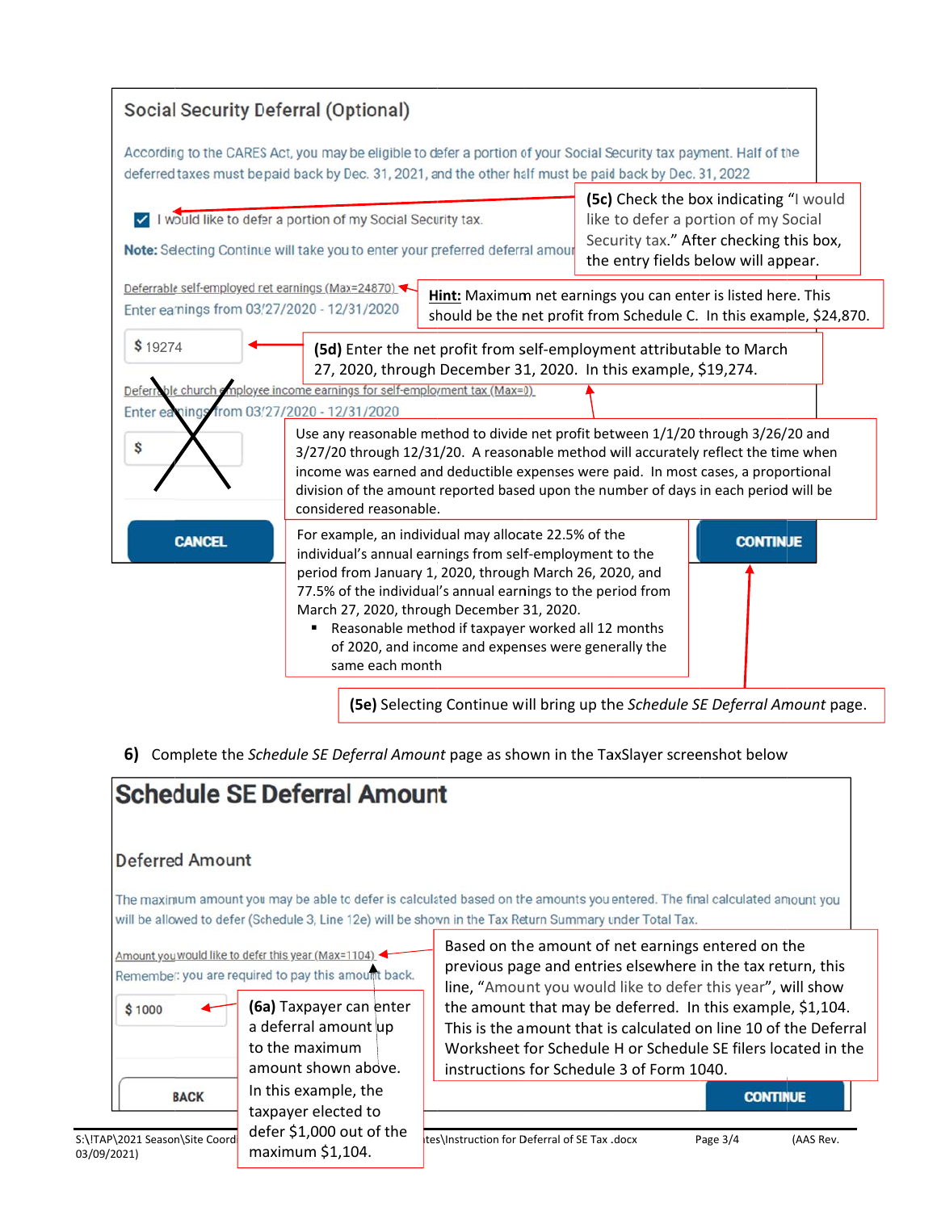## Social Security Deferral (Optional)

According to the CARES Act, you may be eligible to defer a portion of your Social Security tax payment. Half of the deferred taxes must be paid back by Dec. 31, 2021, and the other half must be paid back by Dec. 31, 2022

☑ I would like to defer a portion of my Social Security tax.

**(5c)** Check the box indicating "I would like to defer a portion of my Social Security tax." After checking this box, the entry fields below will appear.

**Note:** Selecting Continue will take you to enter your preferred deferral amount

Deferrable self-employed ret earnings (Max=24870)

Enter earnings from 03/27/2020 - 12/31/2020

**Hint:** Maximum net earnings you can enter is listed here. This should be the net profit from Schedule C. In this example, $24,870.

$ 19274

**(5d)** Enter the net profit from self-employment attributable to March 27, 2020, through December 31, 2020. In this example, $19,274.

Deferrable church employee income earnings for self-employment tax (Max=0)

Enter earnings from 03/27/2020 - 12/31/2020

$

Use any reasonable method to divide net profit between 1/1/20 through 3/26/20 and 3/27/20 through 12/31/20. A reasonable method will accurately reflect the time when income was earned and deductible expenses were paid. In most cases, a proportional division of the amount reported based upon the number of days in each period will be considered reasonable.

For example, an individual may allocate 22.5% of the individual's annual earnings from self-employment to the period from January 1, 2020, through March 26, 2020, and 77.5% of the individual's annual earnings to the period from March 27, 2020, through December 31, 2020.

- Reasonable method if taxpayer worked all 12 months of 2020, and income and expenses were generally the same each month

CANCEL | CONTINUE

**(5e)** Selecting Continue will bring up the *Schedule SE Deferral Amount* page.

**6)** Complete the *Schedule SE Deferral Amount* page as shown in the TaxSlayer screenshot below

## Schedule SE Deferral Amount

### Deferred Amount

The maximum amount you may be able to defer is calculated based on the amounts you entered. The final calculated amount you will be allowed to defer (Schedule 3, Line 12e) will be shown in the Tax Return Summary under Total Tax.

Amount you would like to defer this year (Max=1104)

Remember: you are required to pay this amount back.

$ 1000

Based on the amount of net earnings entered on the previous page and entries elsewhere in the tax return, this line, "Amount you would like to defer this year", will show the amount that may be deferred. In this example, $1,104. This is the amount that is calculated on line 10 of the Deferral Worksheet for Schedule H or Schedule SE filers located in the instructions for Schedule 3 of Form 1040.

**(6a)** Taxpayer can enter a deferral amount up to the maximum amount shown above. In this example, the taxpayer elected to defer $1,000 out of the maximum $1,104.

BACK | CONTINUE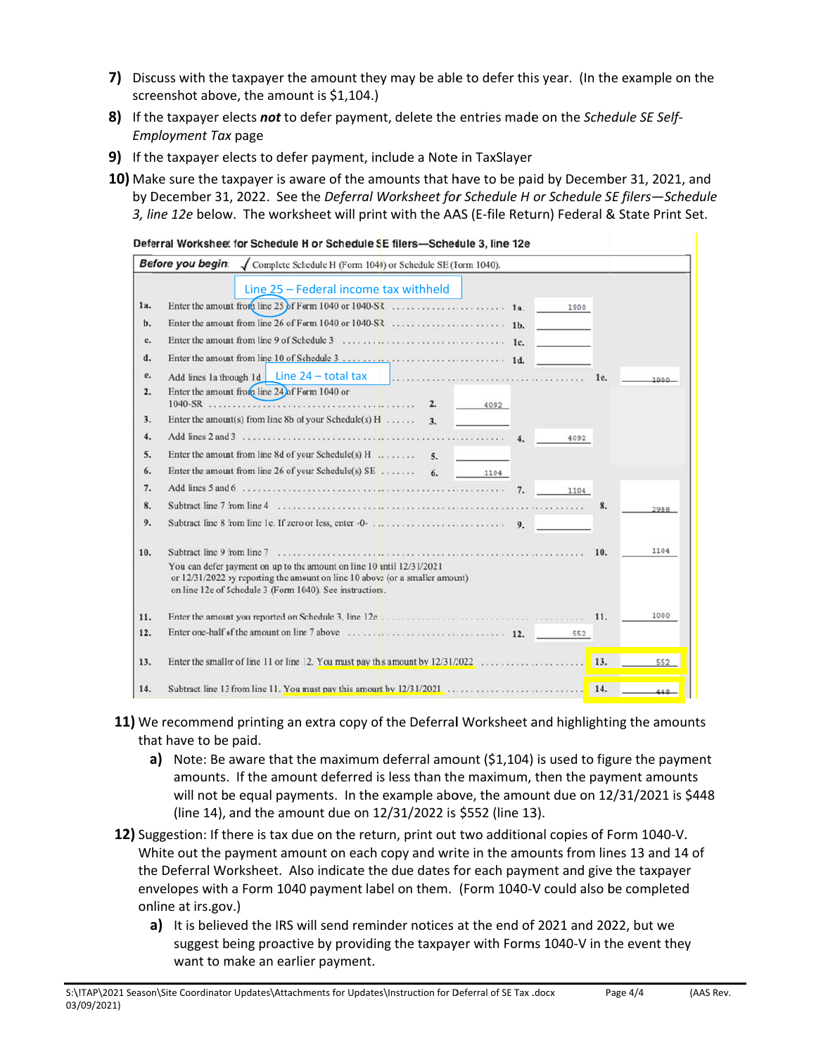7) Discuss with the taxpayer the amount they may be able to defer this year. (In the example on the screenshot above, the amount is $1,104.)

8) If the taxpayer elects ***not*** to defer payment, delete the entries made on the *Schedule SE Self-Employment Tax* page

9) If the taxpayer elects to defer payment, include a Note in TaxSlayer

10) Make sure the taxpayer is aware of the amounts that have to be paid by December 31, 2021, and by December 31, 2022. See the *Deferral Worksheet for Schedule H or Schedule SE filers—Schedule 3, line 12e* below. The worksheet will print with the AAS (E-file Return) Federal & State Print Set.

**Deferral Worksheet for Schedule H or Schedule SE filers—Schedule 3, line 12e**

**Before you begin:** ✓ Complete Schedule H (Form 1040) or Schedule SE (Form 1040).

| | | | | | | | |
|---|---|---|---|---|---|---|---|
| 1a. | Enter the amount from line 25 of Form 1040 or 1040-SR (Line 25 – Federal income tax withheld) | | | 1a. | 1900 | | |
| b. | Enter the amount from line 26 of Form 1040 or 1040-SR | | | 1b. | | | |
| c. | Enter the amount from line 9 of Schedule 3 | | | 1c. | | | |
| d. | Enter the amount from line 10 of Schedule 3 | | | 1d. | | | |
| e. | Add lines 1a through 1d | | | | | 1e. | 1900 |
| 2. | Enter the amount from line 24 of Form 1040 or 1040-SR (Line 24 – total tax) | 2. | 4092 | | | | |
| 3. | Enter the amount(s) from line 8b of your Schedule(s) H | 3. | | | | | |
| 4. | Add lines 2 and 3 | | | 4. | 4092 | | |
| 5. | Enter the amount from line 8d of your Schedule(s) H | 5. | | | | | |
| 6. | Enter the amount from line 26 of your Schedule(s) SE | 6. | 1104 | | | | |
| 7. | Add lines 5 and 6 | | | 7. | 1104 | | |
| 8. | Subtract line 7 from line 4 | | | | | 8. | 2988 |
| 9. | Subtract line 8 from line 1e. If zero or less, enter -0- | | | 9. | | | |
| 10. | Subtract line 9 from line 7. You can defer payment on up to the amount on line 10 until 12/31/2021 or 12/31/2022 by reporting the amount on line 10 above (or a smaller amount) on line 12e of Schedule 3 (Form 1040). See instructions. | | | | | 10. | 1104 |
| 11. | Enter the amount you reported on Schedule 3, line 12e | | | | | 11. | 1000 |
| 12. | Enter one-half of the amount on line 7 above | | | 12. | 552 | | |
| 13. | Enter the smaller of line 11 or line 12. You must pay this amount by 12/31/2022 | | | | | 13. | 552 |
| 14. | Subtract line 13 from line 11. You must pay this amount by 12/31/2021 | | | | | 14. | 448 |

11) We recommend printing an extra copy of the Deferral Worksheet and highlighting the amounts that have to be paid.
   a) Note: Be aware that the maximum deferral amount ($1,104) is used to figure the payment amounts. If the amount deferred is less than the maximum, then the payment amounts will not be equal payments. In the example above, the amount due on 12/31/2021 is $448 (line 14), and the amount due on 12/31/2022 is $552 (line 13).

12) Suggestion: If there is tax due on the return, print out two additional copies of Form 1040-V. White out the payment amount on each copy and write in the amounts from lines 13 and 14 of the Deferral Worksheet. Also indicate the due dates for each payment and give the taxpayer envelopes with a Form 1040 payment label on them. (Form 1040-V could also be completed online at irs.gov.)
   a) It is believed the IRS will send reminder notices at the end of 2021 and 2022, but we suggest being proactive by providing the taxpayer with Forms 1040-V in the event they want to make an earlier payment.